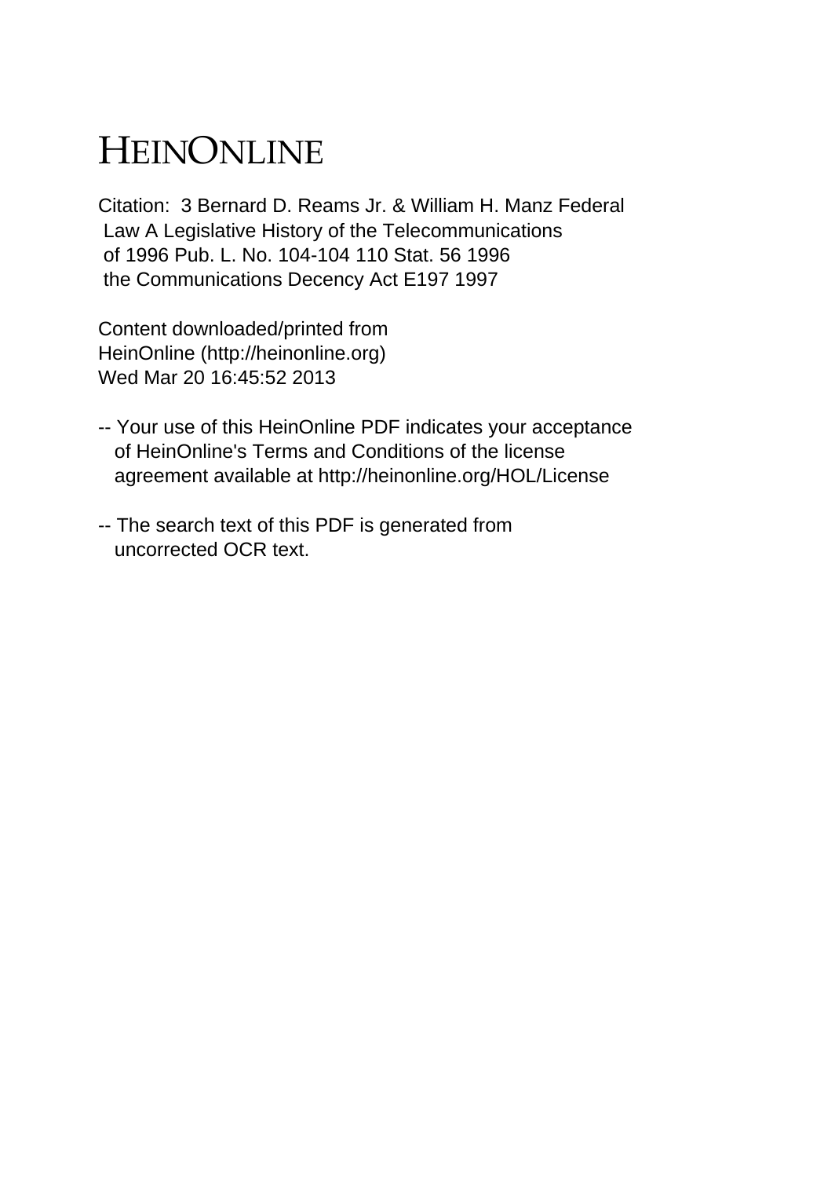# HEINONLINE

Citation: 3 Bernard D. Reams Jr. & William H. Manz Federal Law A Legislative History of the Telecommunications of 1996 Pub. L. No. 104-104 110 Stat. 56 1996 the Communications Decency Act E197 1997

Content downloaded/printed from HeinOnline (http://heinonline.org) Wed Mar 20 16:45:52 2013

-- Your use of this HeinOnline PDF indicates your acceptance of HeinOnline's Terms and Conditions of the license agreement available at http://heinonline.org/HOL/License

-- The search text of this PDF is generated from uncorrected OCR text.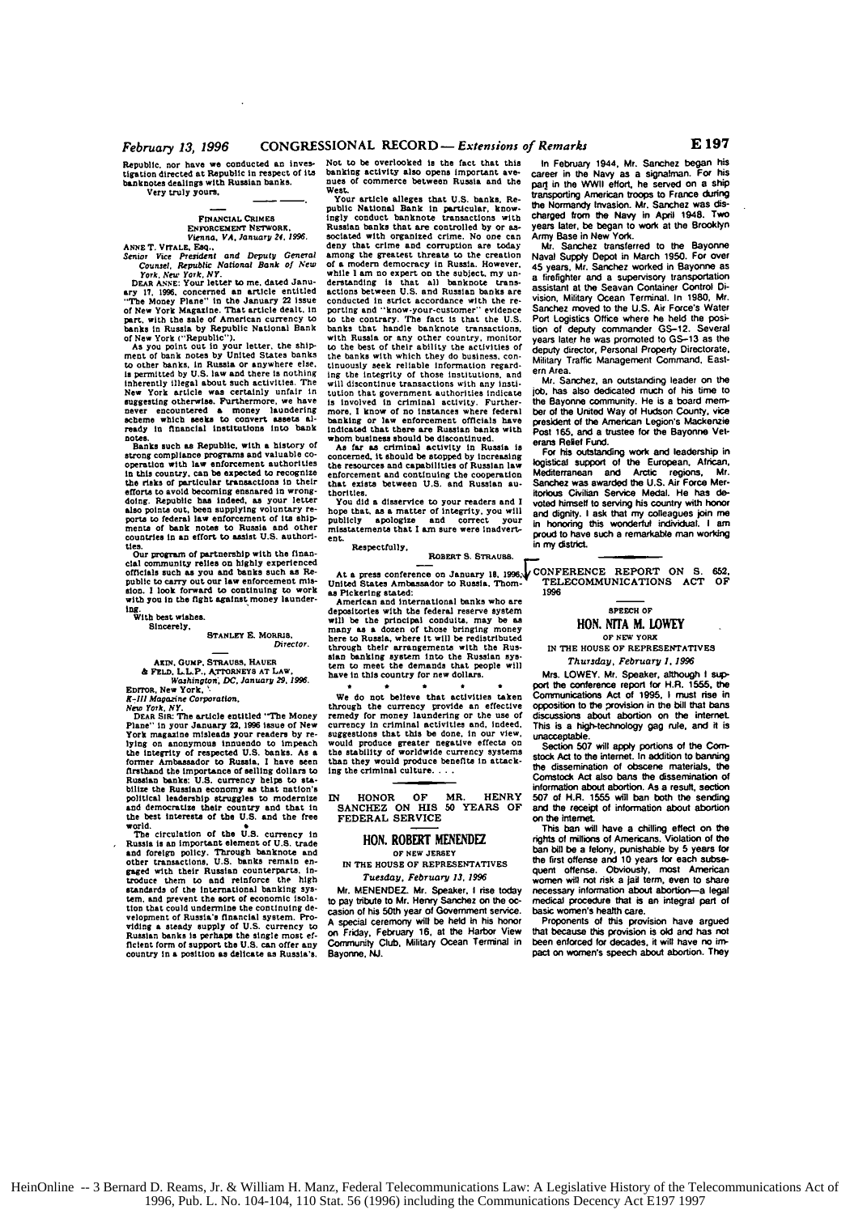Republic, nor have we conducted an investigation directed at Republic in respect of its banknotes dealings with Russian banks.

Very truly yours,

———— ————.

FINANCIAL CRIMES ENFORCEMENT NETWORK,
*Vienna, VA, January 24, 1996.*

ANNE T. VITALE, Esq.,
*Senior Vice President and Deputy General Counsel, Republic National Bank of New York, New York, NY.*

DEAR ANNE: Your letter to me, dated January 17, 1996, concerned an article entitled "The Money Plane" in the January 22 issue of New York Magazine. That article dealt, in part, with the sale of American currency to banks in Russia by Republic National Bank of New York ("Republic").

As you point out in your letter, the shipment of bank notes by United States banks to other banks, in Russia or anywhere else, is permitted by U.S. law and there is nothing inherently illegal about such activities. The New York article was certainly unfair in suggesting otherwise. Furthermore, we have never encountered a money laundering scheme which seeks to convert assets already in financial institutions into bank notes.

Banks such as Republic, with a history of strong compliance programs and valuable cooperation with law enforcement authorities in this country, can be expected to recognize the risks of particular transactions in their efforts to avoid becoming ensnared in wrongdoing. Republic has indeed, as your letter also points out, been supplying voluntary reports to federal law enforcement of its shipments of bank notes to Russia and other countries in an effort to assist U.S. authorities.

Our program of partnership with the financial community relies on highly experienced officials such as you and banks such as Republic to carry out our law enforcement mission. I look forward to continuing to work with you in the fight against money laundering.

With best wishes.

Sincerely,

STANLEY E. MORRIS,
*Director.*

AKIN, GUMP, STRAUSS, HAUER & FELD, L.L.P., ATTORNEYS AT LAW,
*Washington, DC, January 29, 1996.*

EDITOR, New York,
*K-III Magazine Corporation,*
*New York, NY.*

DEAR SIR: The article entitled "The Money Plane" in your January 22, 1996 issue of New York magazine misleads your readers by relying on anonymous innuendo to impeach the integrity of respected U.S. banks. As a former Ambassador to Russia, I have seen firsthand the importance of selling dollars to Russian banks: U.S. currency helps to stabilize the Russian economy as that nation's political leadership struggles to modernize and democratize their country and that in the best interests of the U.S. and the free world.

The circulation of the U.S. currency in Russia is an important element of U.S. trade and foreign policy. Through banknote and other transactions, U.S. banks remain engaged with their Russian counterparts, introduce them to and reinforce the high standards of the international banking system, and prevent the sort of economic isolation that could undermine the continuing development of Russia's financial system. Providing a steady supply of U.S. currency to Russian banks is perhaps the single most efficient form of support the U.S. can offer any country in a position as delicate as Russia's. Not to be overlooked is the fact that this banking activity also opens important avenues of commerce between Russia and the West.

Your article alleges that U.S. banks, Republic National Bank in particular, knowingly conduct banknote transactions with Russian banks that are controlled by or associated with organized crime. No one can deny that crime and corruption are today among the greatest threats to the creation of a modern democracy in Russia. However, while I am no expert on the subject, my understanding is that all banknote transactions between U.S. and Russian banks are conducted in strict accordance with the reporting and "know-your-customer" evidence to the contrary. The fact is that the U.S. banks that handle banknote transactions, with Russia or any other country, monitor to the best of their ability the activities of the banks with which they do business, continuously seek reliable information regarding the integrity of those institutions, and will discontinue transactions with any institution that government authorities indicate is involved in criminal activity. Furthermore, I know of no instances where federal banking or law enforcement officials have indicated that there are Russian banks with whom business should be discontinued.

As far as criminal activity in Russia is concerned, it should be stopped by increasing the resources and capabilities of Russian law enforcement and continuing the cooperation that exists between U.S. and Russian authorities.

You did a disservice to your readers and I hope that, as a matter of integrity, you will publicly apologize and correct your misstatements that I am sure were inadvertent.

Respectfully,

ROBERT S. STRAUSS.

———

At a press conference on January 18, 1996, United States Ambassador to Russia, Thomas Pickering stated:

American and international banks who are depositories with the federal reserve system will be the principal conduits, may be as many as a dozen of those bringing money here to Russia, where it will be redistributed through their arrangements with the Russian banking system into the Russian system to meet the demands that people will have in this country for new dollars.

\* \* \* \* \*

We do not believe that activities taken through the currency provide an effective remedy for money laundering or the use of currency in criminal activities and, indeed, suggestions that this be done, in our view, would produce greater negative effects on the stability of worldwide currency systems than they would produce benefits in attacking the criminal culture. . . .

## IN HONOR OF MR. HENRY SANCHEZ ON HIS 50 YEARS OF FEDERAL SERVICE

### HON. ROBERT MENENDEZ
OF NEW JERSEY
IN THE HOUSE OF REPRESENTATIVES
*Tuesday, February 13, 1996*

Mr. MENENDEZ. Mr. Speaker, I rise today to pay tribute to Mr. Henry Sanchez on the occasion of his 50th year of Government service. A special ceremony will be held in his honor on Friday, February 16, at the Harbor View Community Club, Military Ocean Terminal in Bayonne, NJ.

In February 1944, Mr. Sanchez began his career in the Navy as a signalman. For his part in the WWII effort, he served on a ship transporting American troops to France during the Normandy Invasion. Mr. Sanchez was discharged from the Navy in April 1948. Two years later, he began to work at the Brooklyn Army Base in New York.

Mr. Sanchez transferred to the Bayonne Naval Supply Depot in March 1950. For over 45 years, Mr. Sanchez worked in Bayonne as a firefighter and a supervisory transportation assistant at the Seavan Container Control Division, Military Ocean Terminal. In 1980, Mr. Sanchez moved to the U.S. Air Force's Water Port Logistics Office where he held the position of deputy commander GS–12. Several years later he was promoted to GS–13 as the deputy director, Personal Property Directorate, Military Traffic Management Command, Eastern Area.

Mr. Sanchez, an outstanding leader on the job, has also dedicated much of his time to the Bayonne community. He is a board member of the United Way of Hudson County, vice president of the American Legion's Mackenzie Post 165, and a trustee for the Bayonne Veterans Relief Fund.

For his outstanding work and leadership in logistical support of the European, African, Mediterranean and Arctic regions, Mr. Sanchez was awarded the U.S. Air Force Meritorious Civilian Service Medal. He has devoted himself to serving his country with honor and dignity. I ask that my colleagues join me in honoring this wonderful individual. I am proud to have such a remarkable man working in my district.

## CONFERENCE REPORT ON S. 652, TELECOMMUNICATIONS ACT OF 1996

SPEECH OF

### HON. NITA M. LOWEY
OF NEW YORK
IN THE HOUSE OF REPRESENTATIVES
*Thursday, February 1, 1996*

Mrs. LOWEY. Mr. Speaker, although I support the conference report for H.R. 1555, the Communications Act of 1995, I must rise in opposition to the provision in the bill that bans discussions about abortion on the internet. This is a high-technology gag rule, and it is unacceptable.

Section 507 will apply portions of the Comstock Act to the internet. In addition to banning the dissemination of obscene materials, the Comstock Act also bans the dissemination of information about abortion. As a result, section 507 of H.R. 1555 will ban both the sending and the receipt of information about abortion on the internet.

This ban will have a chilling effect on the rights of millions of Americans. Violation of the ban bill be a felony, punishable by 5 years for the first offense and 10 years for each subsequent offense. Obviously, most American women will not risk a jail term, even to share necessary information about abortion—a legal medical procedure that is an integral part of basic women's health care.

Proponents of this provision have argued that because this provision is old and has not been enforced for decades, it will have no impact on women's speech about abortion. They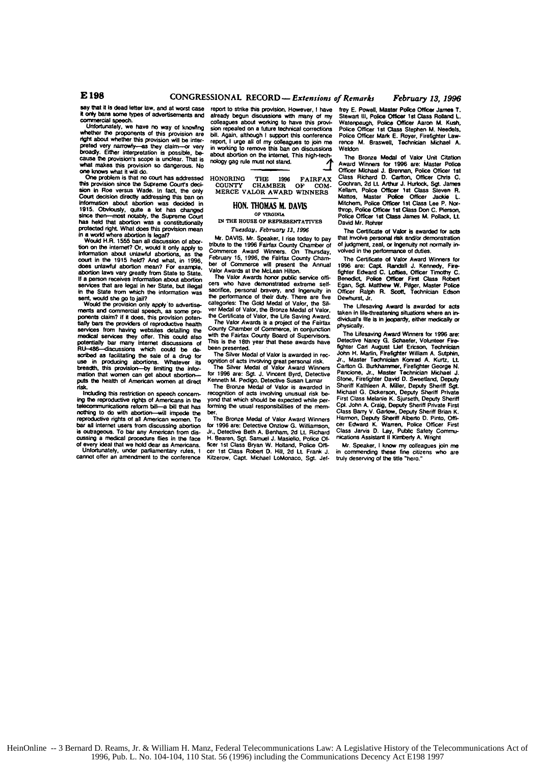say that it is dead letter law, and at worst case it only bans some types of advertisements and commercial speech.

Unfortunately, we have no way of knowing whether the proponents of this provision are right about whether this provision will be interpreted very narrowly—as they claim—or very broadly. Either interpretation is possible, because the provision's scope is unclear. That is what makes this provision so dangerous. No one knows what it will do.

One problem is that no court has addressed this provision since the Supreme Court's decision in Roe versus Wade. In fact, the only Court decision directly addressing this ban on information about abortion was decided in 1915. Obviously, quite a lot has changed since then—most notably, the Supreme Court has held that abortion was a constitutionally protected right. What does this provision mean in a world where abortion is legal?

Would H.R. 1555 ban all discussion of abortion on the internet? Or, would it only apply to information about unlawful abortions, as the court in the 1915 held? And what, in 1996, does unlawful abortion mean? For example, abortion laws vary greatly from State to State. If a person receives information about abortion services that are legal in her State, but illegal in the State from which the information was sent, would she go to jail?

Would the provision only apply to advertisements and commercial speech, as some proponents claim? If it does, this provision potentially bars the providers of reproductive health services from having websites detailing the medical services they offer. This could also potentially bar many internet discussions of RU–486—discussions which could be described as facilitating the sale of a drug for use in producing abortions. Whatever its breadth, this provision—by limiting the information that women can get about abortion—puts the health of American women at direct risk.

Including this restriction on speech concerning the reproductive rights of Americans in the telecommunications reform bill—a bill that has nothing to do with abortion—will impede the reproductive rights of all American women. To bar all internet users from discussing abortion is outrageous. To bar any American from discussing a medical procedure flies in the face of every ideal that we hold dear as Americans.

Unfortunately, under parliamentary rules, I cannot offer an amendment to the conference report to strike this provision. However, I have already begun discussions with many of my colleagues about working to have this provision repealed on a future technical corrections bill. Again, although I support this conference report, I urge all of my colleagues to join me in working to remove this ban on discussions about abortion on the internet. This high-technology gag rule must not stand.

---

## HONORING THE 1996 FAIRFAX COUNTY CHAMBER OF COMMERCE VALOR AWARD WINNERS

### HON. THOMAS M. DAVIS

OF VIRGINIA

IN THE HOUSE OF REPRESENTATIVES

*Tuesday, February 13, 1996*

Mr. DAVIS. Mr. Speaker, I rise today to pay tribute to the 1996 Fairfax County Chamber of Commerce Award Winners. On Thursday, February 15, 1996, the Fairfax County Chamber of Commerce will present the Annual Valor Awards at the McLean Hilton.

The Valor Awards honor public service officers who have demonstrated extreme self-sacrifice, personal bravery, and ingenuity in the performance of their duty. There are five categories: The Gold Medal of Valor, the Silver Medal of Valor, the Bronze Medal of Valor, the Certificate of Valor, the Life Saving Award.

The Valor Awards is a project of the Fairfax County Chamber of Commerce, in conjunction with the Fairfax County Board of Supervisors. This is the 18th year that these awards have been presented.

The Silver Medal of Valor is awarded in recognition of acts involving great personal risk.

The Silver Medal of Valor Award Winners for 1996 are: Sgt. J. Vincent Byrd, Detective Kenneth M. Pedigo, Detective Susan Lamar

The Bronze Medal of Valor is awarded in recognition of acts involving unusual risk beyond that which should be expected while performing the usual responsibilities of the member.

The Bronze Medal of Valor Award Winners for 1996 are: Detective Onzlow G. Williamson, Jr., Detective Beth A. Benham, 2d Lt. Richard H. Bearen, Sgt. Samuel J. Masiello, Police Officer 1st Class Bryan W. Holland, Police Officer 1st Class Robert D. Hill, 2d Lt. Frank J. Kitzerow, Capt. Michael LoMonaco, Sgt. Jeffrey E. Powell, Master Police Officer James T. Stewart III, Police Officer 1st Class Rolland L. Watenpaugh, Police Officer Aaron M. Kush, Police Officer 1st Class Stephen M. Needels, Police Officer Mark E. Royer, Firefighter Lawrence M. Braswell, Technician Michael A. Weldon

The Bronze Medal of Valor Unit Citation Award Winners for 1996 are: Master Police Officer Michael J. Brennan, Police Officer 1st Class Richard D. Carlton, Officer Chris C. Cochran, 2d Lt. Arthur J. Hurlock, Sgt. James Kellam, Police Officer 1st Class Steven R. Mattos, Master Police Officer Jackie L. Mitchem, Police Officer 1st Class Lee P. Northrop, Police Officer 1st Class Don C. Pierson, Police Officer 1st Class James M. Pollack, Lt. David Mr. Rohrer

The Certificate of Valor is awarded for acts that involve personal risk and/or demonstration of judgment, zeal, or ingenuity not normally involved in the performance of duties.

The Certificate of Valor Award Winners for 1996 are: Capt. Randall J. Kennedy, Firefighter Edward C. Lofties, Officer Timothy C. Benedict, Police Officer First Class Robert Egan, Sgt. Matthew W. Pilger, Master Police Officer Ralph R. Scott, Technician Edson Dewhurst, Jr.

The Lifesaving Award is awarded for acts taken in life-threatening situations where an individual's life is in jeopardy, either medically or physically.

The Lifesaving Award Winners for 1996 are: Detective Nancy G. Schaefer, Volunteer Firefighter Carl August Lief Ericson, Technician John H. Martin, Firefighter William A. Sutphin, Jr., Master Technician Konrad A. Kurtz, Lt. Carlton G. Burkhammer, Firefighter George N. Pancione, Jr., Master Technician Michael J. Stone, Firefighter David D. Sweetland, Deputy Sheriff Kathleen A. Miller, Deputy Sheriff Sgt. Michael G. Dickerson, Deputy Sheriff Private First Class Melanie K. Sjurseth, Deputy Sheriff Cpl. John A. Craig, Deputy Sheriff Private First Class Barry V. Garlow, Deputy Sheriff Brian K. Harmon, Deputy Sheriff Alberto D. Pinto, Officer Edward K. Warren, Police Officer First Class Jarvis D. Lay, Public Safety Communications Assistant II Kimberly A. Wright

Mr. Speaker, I know my colleagues join me in commending these fine citizens who are truly deserving of the title "hero."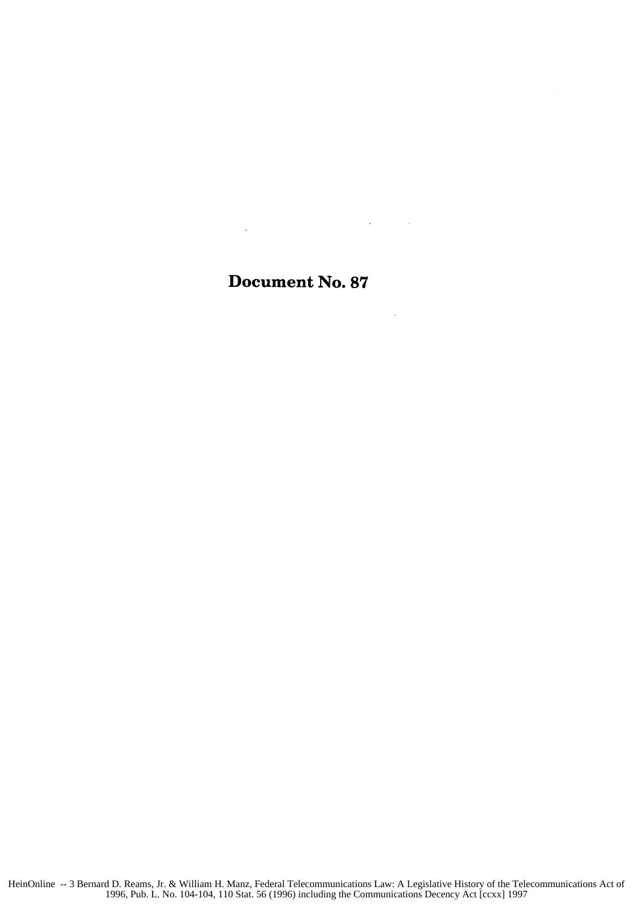# Document No. 87